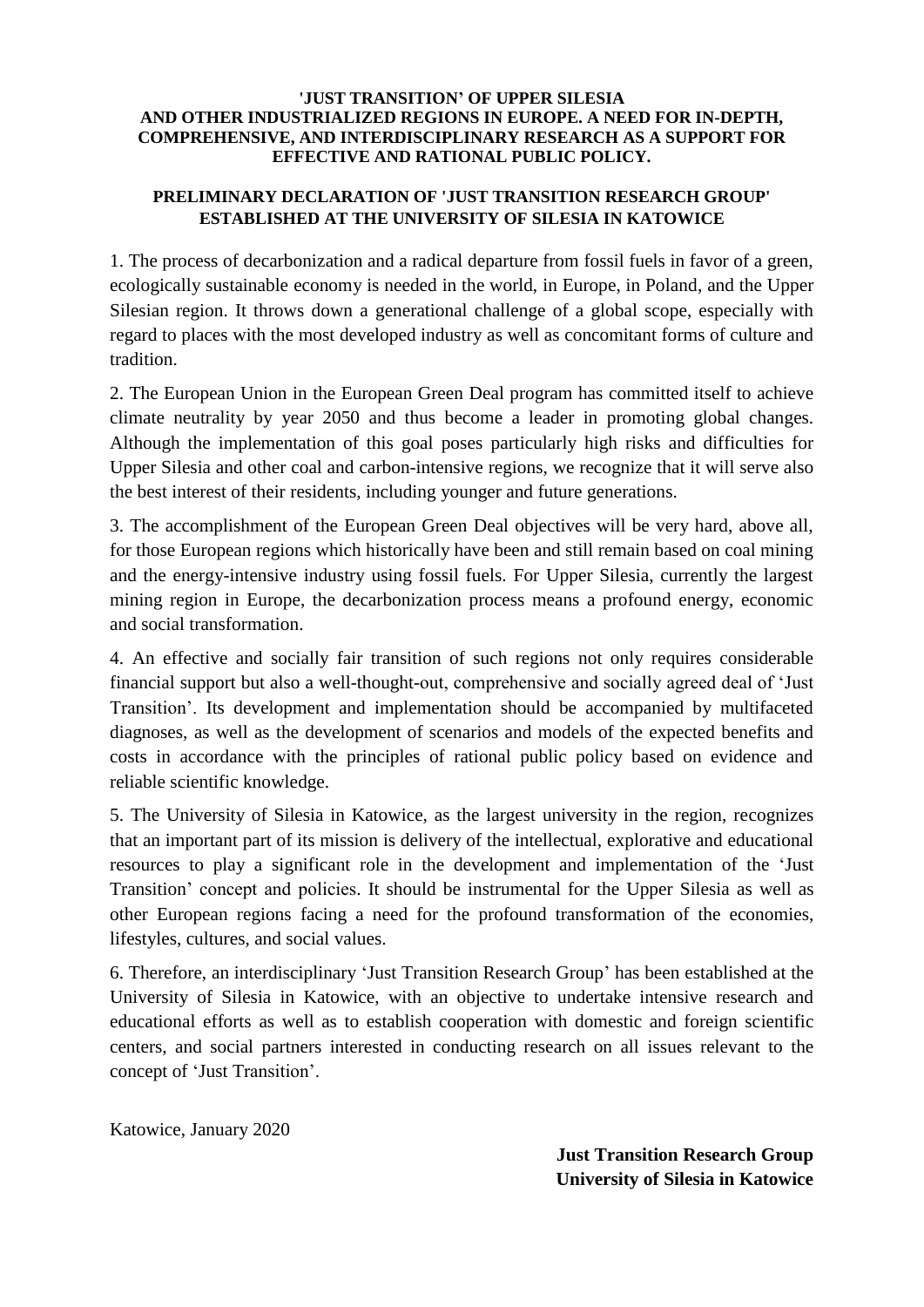**'JUST TRANSITION' OF UPPER SILESIA AND OTHER INDUSTRIALIZED REGIONS IN EUROPE. A NEED FOR IN-DEPTH, COMPREHENSIVE, AND INTERDISCIPLINARY RESEARCH AS A SUPPORT FOR EFFECTIVE AND RATIONAL PUBLIC POLICY.**

**PRELIMINARY DECLARATION OF 'JUST TRANSITION RESEARCH GROUP' ESTABLISHED AT THE UNIVERSITY OF SILESIA IN KATOWICE**

1. The process of decarbonization and a radical departure from fossil fuels in favor of a green, ecologically sustainable economy is needed in the world, in Europe, in Poland, and the Upper Silesian region. It throws down a generational challenge of a global scope, especially with regard to places with the most developed industry as well as concomitant forms of culture and tradition.

2. The European Union in the European Green Deal program has committed itself to achieve climate neutrality by year 2050 and thus become a leader in promoting global changes. Although the implementation of this goal poses particularly high risks and difficulties for Upper Silesia and other coal and carbon-intensive regions, we recognize that it will serve also the best interest of their residents, including younger and future generations.

3. The accomplishment of the European Green Deal objectives will be very hard, above all, for those European regions which historically have been and still remain based on coal mining and the energy-intensive industry using fossil fuels. For Upper Silesia, currently the largest mining region in Europe, the decarbonization process means a profound energy, economic and social transformation.

4. An effective and socially fair transition of such regions not only requires considerable financial support but also a well-thought-out, comprehensive and socially agreed deal of 'Just Transition'. Its development and implementation should be accompanied by multifaceted diagnoses, as well as the development of scenarios and models of the expected benefits and costs in accordance with the principles of rational public policy based on evidence and reliable scientific knowledge.

5. The University of Silesia in Katowice, as the largest university in the region, recognizes that an important part of its mission is delivery of the intellectual, explorative and educational resources to play a significant role in the development and implementation of the 'Just Transition' concept and policies. It should be instrumental for the Upper Silesia as well as other European regions facing a need for the profound transformation of the economies, lifestyles, cultures, and social values.

6. Therefore, an interdisciplinary 'Just Transition Research Group' has been established at the University of Silesia in Katowice, with an objective to undertake intensive research and educational efforts as well as to establish cooperation with domestic and foreign scientific centers, and social partners interested in conducting research on all issues relevant to the concept of 'Just Transition'.

Katowice, January 2020

**Just Transition Research Group**
**University of Silesia in Katowice**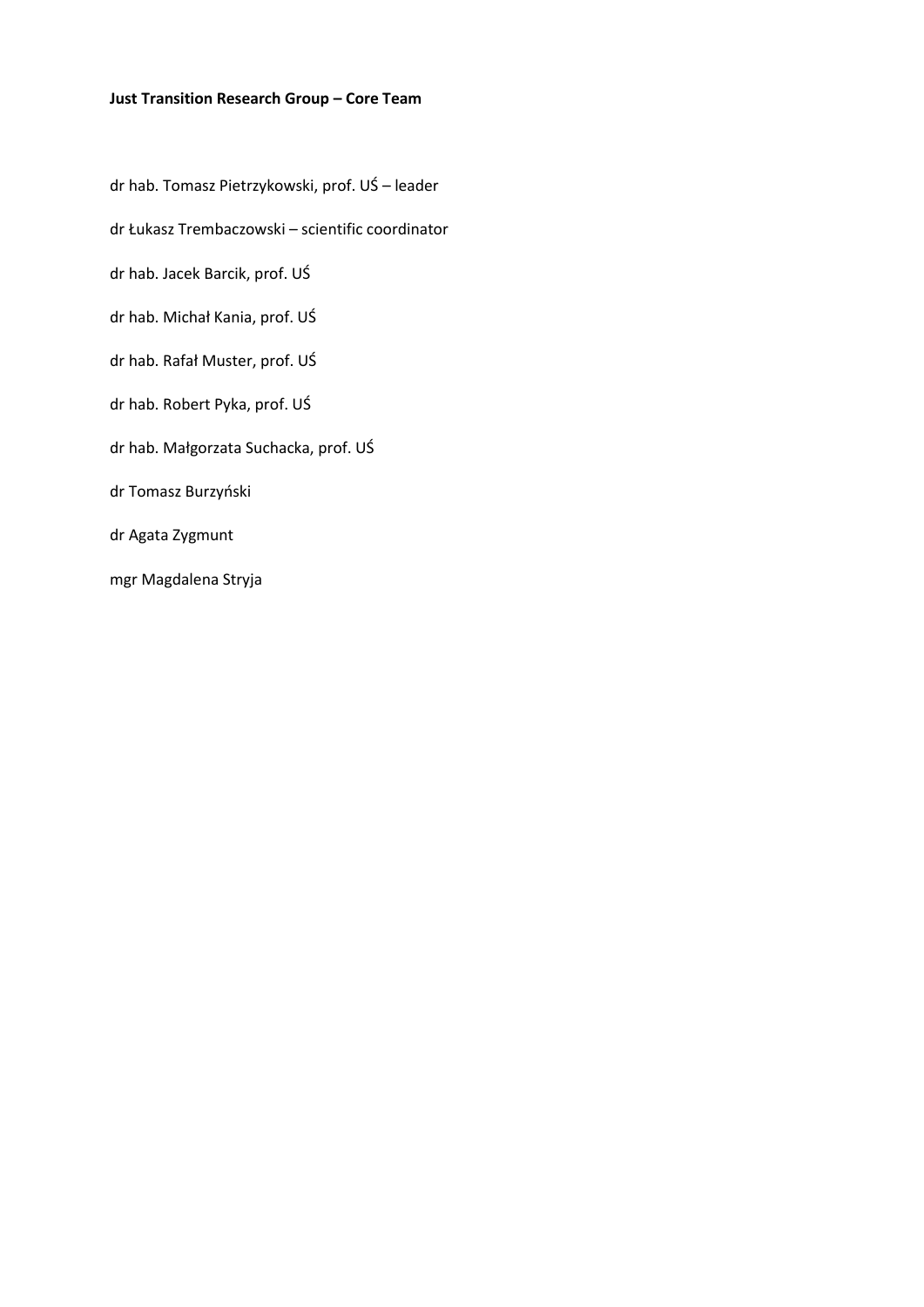**Just Transition Research Group – Core Team**

dr hab. Tomasz Pietrzykowski, prof. UŚ – leader

dr Łukasz Trembaczowski – scientific coordinator

dr hab. Jacek Barcik, prof. UŚ

dr hab. Michał Kania, prof. UŚ

dr hab. Rafał Muster, prof. UŚ

dr hab. Robert Pyka, prof. UŚ

dr hab. Małgorzata Suchacka, prof. UŚ

dr Tomasz Burzyński

dr Agata Zygmunt

mgr Magdalena Stryja